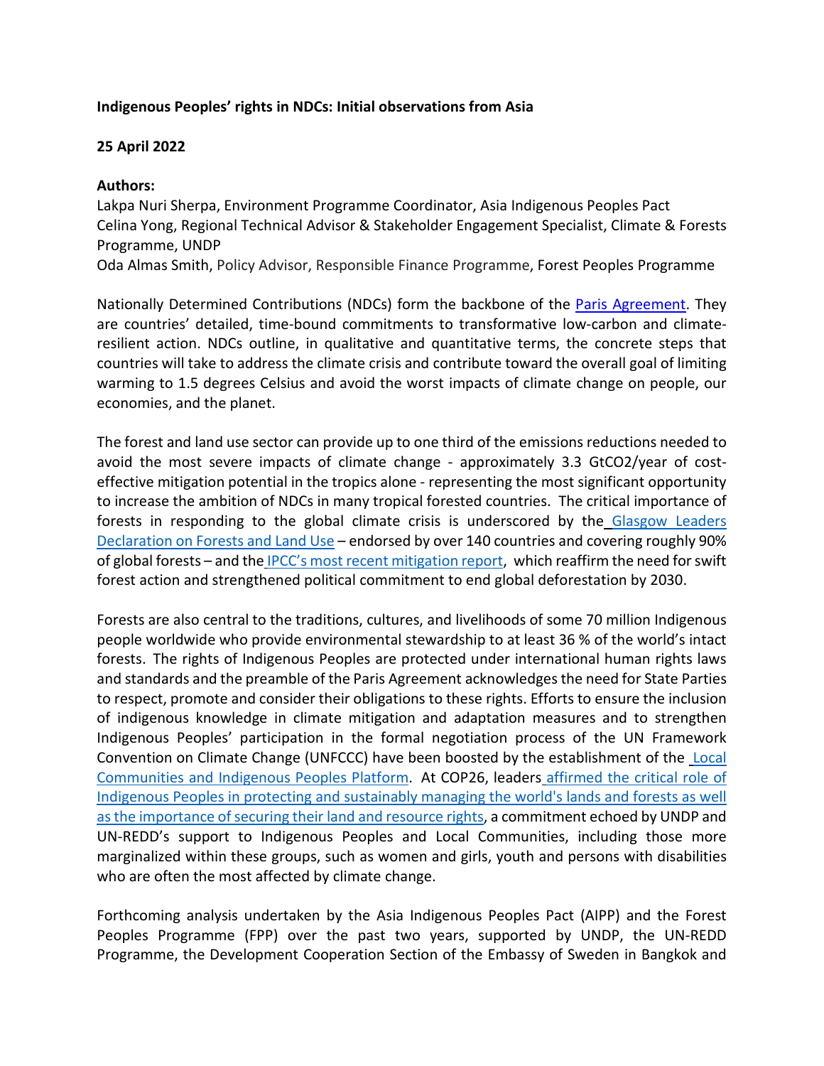**Indigenous Peoples' rights in NDCs: Initial observations from Asia**

**25 April 2022**

**Authors:**
Lakpa Nuri Sherpa, Environment Programme Coordinator, Asia Indigenous Peoples Pact
Celina Yong, Regional Technical Advisor & Stakeholder Engagement Specialist, Climate & Forests Programme, UNDP
Oda Almas Smith, Policy Advisor, Responsible Finance Programme, Forest Peoples Programme

Nationally Determined Contributions (NDCs) form the backbone of the Paris Agreement. They are countries' detailed, time-bound commitments to transformative low-carbon and climate-resilient action. NDCs outline, in qualitative and quantitative terms, the concrete steps that countries will take to address the climate crisis and contribute toward the overall goal of limiting warming to 1.5 degrees Celsius and avoid the worst impacts of climate change on people, our economies, and the planet.

The forest and land use sector can provide up to one third of the emissions reductions needed to avoid the most severe impacts of climate change - approximately 3.3 GtCO2/year of cost-effective mitigation potential in the tropics alone - representing the most significant opportunity to increase the ambition of NDCs in many tropical forested countries. The critical importance of forests in responding to the global climate crisis is underscored by the Glasgow Leaders Declaration on Forests and Land Use – endorsed by over 140 countries and covering roughly 90% of global forests – and the IPCC's most recent mitigation report, which reaffirm the need for swift forest action and strengthened political commitment to end global deforestation by 2030.

Forests are also central to the traditions, cultures, and livelihoods of some 70 million Indigenous people worldwide who provide environmental stewardship to at least 36 % of the world's intact forests. The rights of Indigenous Peoples are protected under international human rights laws and standards and the preamble of the Paris Agreement acknowledges the need for State Parties to respect, promote and consider their obligations to these rights. Efforts to ensure the inclusion of indigenous knowledge in climate mitigation and adaptation measures and to strengthen Indigenous Peoples' participation in the formal negotiation process of the UN Framework Convention on Climate Change (UNFCCC) have been boosted by the establishment of the Local Communities and Indigenous Peoples Platform. At COP26, leaders affirmed the critical role of Indigenous Peoples in protecting and sustainably managing the world's lands and forests as well as the importance of securing their land and resource rights, a commitment echoed by UNDP and UN-REDD's support to Indigenous Peoples and Local Communities, including those more marginalized within these groups, such as women and girls, youth and persons with disabilities who are often the most affected by climate change.

Forthcoming analysis undertaken by the Asia Indigenous Peoples Pact (AIPP) and the Forest Peoples Programme (FPP) over the past two years, supported by UNDP, the UN-REDD Programme, the Development Cooperation Section of the Embassy of Sweden in Bangkok and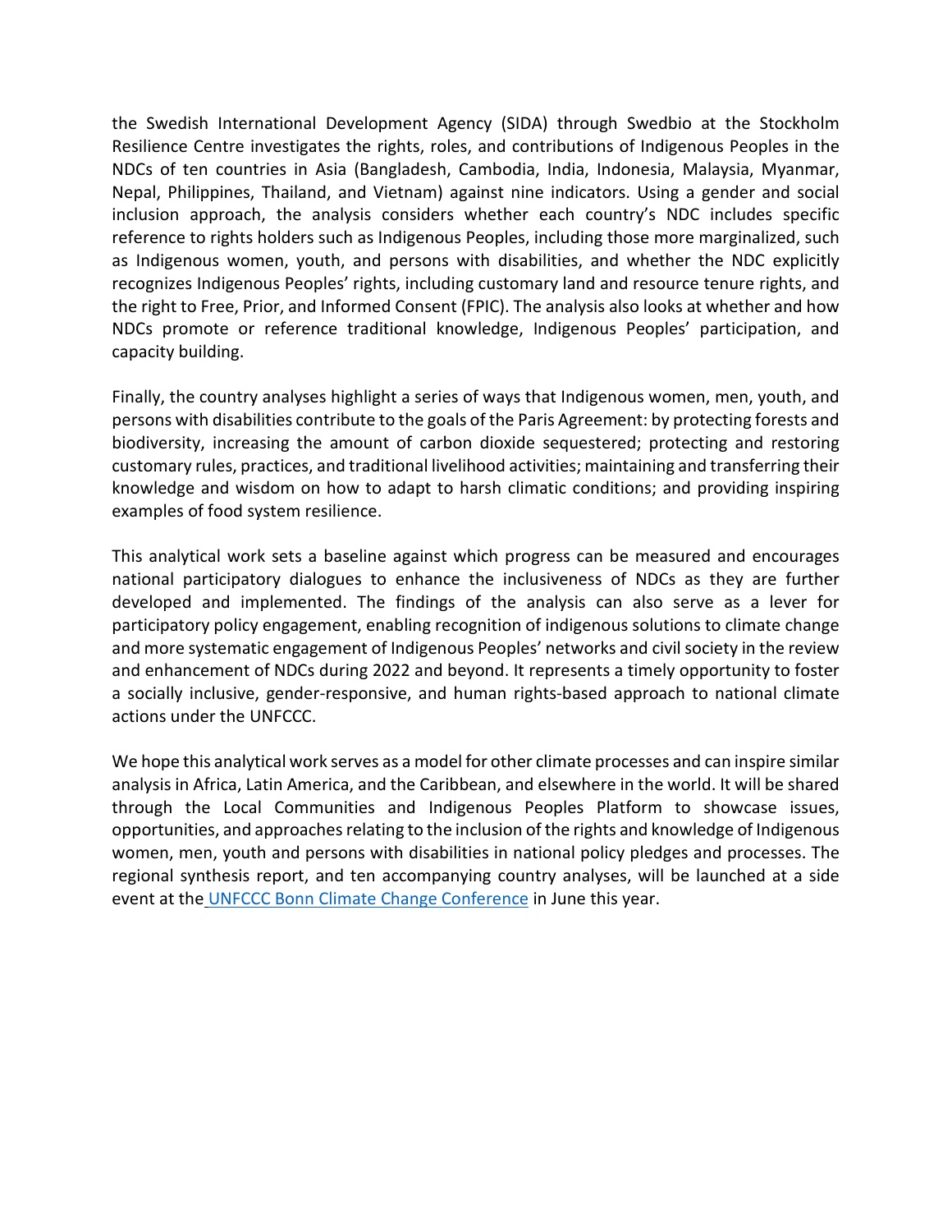the Swedish International Development Agency (SIDA) through Swedbio at the Stockholm Resilience Centre investigates the rights, roles, and contributions of Indigenous Peoples in the NDCs of ten countries in Asia (Bangladesh, Cambodia, India, Indonesia, Malaysia, Myanmar, Nepal, Philippines, Thailand, and Vietnam) against nine indicators. Using a gender and social inclusion approach, the analysis considers whether each country's NDC includes specific reference to rights holders such as Indigenous Peoples, including those more marginalized, such as Indigenous women, youth, and persons with disabilities, and whether the NDC explicitly recognizes Indigenous Peoples' rights, including customary land and resource tenure rights, and the right to Free, Prior, and Informed Consent (FPIC). The analysis also looks at whether and how NDCs promote or reference traditional knowledge, Indigenous Peoples' participation, and capacity building.

Finally, the country analyses highlight a series of ways that Indigenous women, men, youth, and persons with disabilities contribute to the goals of the Paris Agreement: by protecting forests and biodiversity, increasing the amount of carbon dioxide sequestered; protecting and restoring customary rules, practices, and traditional livelihood activities; maintaining and transferring their knowledge and wisdom on how to adapt to harsh climatic conditions; and providing inspiring examples of food system resilience.

This analytical work sets a baseline against which progress can be measured and encourages national participatory dialogues to enhance the inclusiveness of NDCs as they are further developed and implemented. The findings of the analysis can also serve as a lever for participatory policy engagement, enabling recognition of indigenous solutions to climate change and more systematic engagement of Indigenous Peoples' networks and civil society in the review and enhancement of NDCs during 2022 and beyond. It represents a timely opportunity to foster a socially inclusive, gender-responsive, and human rights-based approach to national climate actions under the UNFCCC.

We hope this analytical work serves as a model for other climate processes and can inspire similar analysis in Africa, Latin America, and the Caribbean, and elsewhere in the world. It will be shared through the Local Communities and Indigenous Peoples Platform to showcase issues, opportunities, and approaches relating to the inclusion of the rights and knowledge of Indigenous women, men, youth and persons with disabilities in national policy pledges and processes. The regional synthesis report, and ten accompanying country analyses, will be launched at a side event at the UNFCCC Bonn Climate Change Conference in June this year.